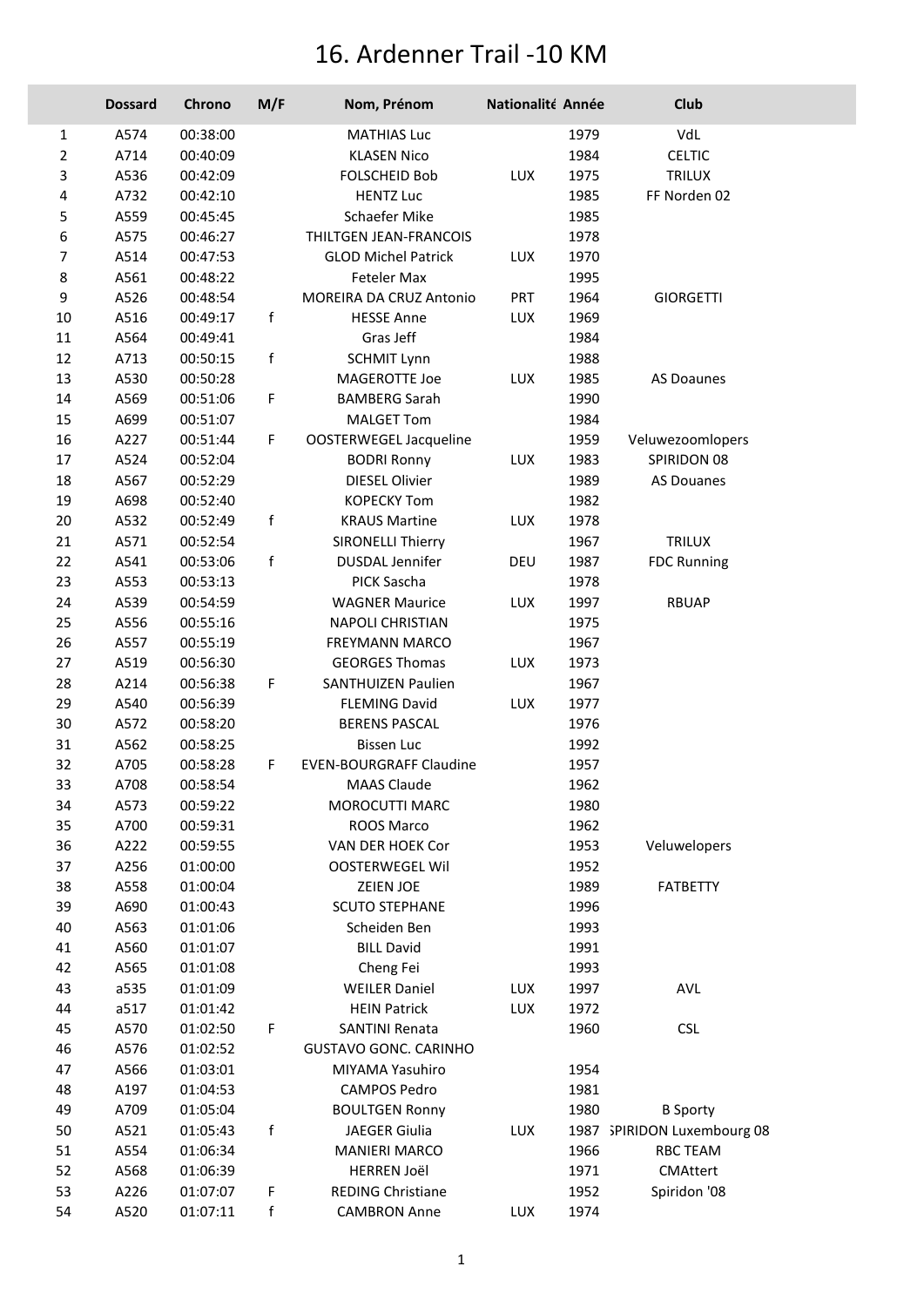# 16. Ardenner Trail -10 KM

| | Dossard | Chrono | M/F | Nom, Prénom | Nationalité | Année | Club |
|---|---|---|---|---|---|---|---|
| 1 | A574 | 00:38:00 | | MATHIAS Luc | | 1979 | VdL |
| 2 | A714 | 00:40:09 | | KLASEN Nico | | 1984 | CELTIC |
| 3 | A536 | 00:42:09 | | FOLSCHEID Bob | LUX | 1975 | TRILUX |
| 4 | A732 | 00:42:10 | | HENTZ Luc | | 1985 | FF Norden 02 |
| 5 | A559 | 00:45:45 | | Schaefer Mike | | 1985 | |
| 6 | A575 | 00:46:27 | | THILTGEN JEAN-FRANCOIS | | 1978 | |
| 7 | A514 | 00:47:53 | | GLOD Michel Patrick | LUX | 1970 | |
| 8 | A561 | 00:48:22 | | Feteler Max | | 1995 | |
| 9 | A526 | 00:48:54 | | MOREIRA DA CRUZ Antonio | PRT | 1964 | GIORGETTI |
| 10 | A516 | 00:49:17 | f | HESSE Anne | LUX | 1969 | |
| 11 | A564 | 00:49:41 | | Gras Jeff | | 1984 | |
| 12 | A713 | 00:50:15 | f | SCHMIT Lynn | | 1988 | |
| 13 | A530 | 00:50:28 | | MAGEROTTE Joe | LUX | 1985 | AS Doaunes |
| 14 | A569 | 00:51:06 | F | BAMBERG Sarah | | 1990 | |
| 15 | A699 | 00:51:07 | | MALGET Tom | | 1984 | |
| 16 | A227 | 00:51:44 | F | OOSTERWEGEL Jacqueline | | 1959 | Veluwezoomlopers |
| 17 | A524 | 00:52:04 | | BODRI Ronny | LUX | 1983 | SPIRIDON 08 |
| 18 | A567 | 00:52:29 | | DIESEL Olivier | | 1989 | AS Douanes |
| 19 | A698 | 00:52:40 | | KOPECKY Tom | | 1982 | |
| 20 | A532 | 00:52:49 | f | KRAUS Martine | LUX | 1978 | |
| 21 | A571 | 00:52:54 | | SIRONELLI Thierry | | 1967 | TRILUX |
| 22 | A541 | 00:53:06 | f | DUSDAL Jennifer | DEU | 1987 | FDC Running |
| 23 | A553 | 00:53:13 | | PICK Sascha | | 1978 | |
| 24 | A539 | 00:54:59 | | WAGNER Maurice | LUX | 1997 | RBUAP |
| 25 | A556 | 00:55:16 | | NAPOLI CHRISTIAN | | 1975 | |
| 26 | A557 | 00:55:19 | | FREYMANN MARCO | | 1967 | |
| 27 | A519 | 00:56:30 | | GEORGES Thomas | LUX | 1973 | |
| 28 | A214 | 00:56:38 | F | SANTHUIZEN Paulien | | 1967 | |
| 29 | A540 | 00:56:39 | | FLEMING David | LUX | 1977 | |
| 30 | A572 | 00:58:20 | | BERENS PASCAL | | 1976 | |
| 31 | A562 | 00:58:25 | | Bissen Luc | | 1992 | |
| 32 | A705 | 00:58:28 | F | EVEN-BOURGRAFF Claudine | | 1957 | |
| 33 | A708 | 00:58:54 | | MAAS Claude | | 1962 | |
| 34 | A573 | 00:59:22 | | MOROCUTTI MARC | | 1980 | |
| 35 | A700 | 00:59:31 | | ROOS Marco | | 1962 | |
| 36 | A222 | 00:59:55 | | VAN DER HOEK Cor | | 1953 | Veluwelopers |
| 37 | A256 | 01:00:00 | | OOSTERWEGEL Wil | | 1952 | |
| 38 | A558 | 01:00:04 | | ZEIEN JOE | | 1989 | FATBETTY |
| 39 | A690 | 01:00:43 | | SCUTO STEPHANE | | 1996 | |
| 40 | A563 | 01:01:06 | | Scheiden Ben | | 1993 | |
| 41 | A560 | 01:01:07 | | BILL David | | 1991 | |
| 42 | A565 | 01:01:08 | | Cheng Fei | | 1993 | |
| 43 | a535 | 01:01:09 | | WEILER Daniel | LUX | 1997 | AVL |
| 44 | a517 | 01:01:42 | | HEIN Patrick | LUX | 1972 | |
| 45 | A570 | 01:02:50 | F | SANTINI Renata | | 1960 | CSL |
| 46 | A576 | 01:02:52 | | GUSTAVO GONC. CARINHO | | | |
| 47 | A566 | 01:03:01 | | MIYAMA Yasuhiro | | 1954 | |
| 48 | A197 | 01:04:53 | | CAMPOS Pedro | | 1981 | |
| 49 | A709 | 01:05:04 | | BOULTGEN Ronny | | 1980 | B Sporty |
| 50 | A521 | 01:05:43 | f | JAEGER Giulia | LUX | 1987 | SPIRIDON Luxembourg 08 |
| 51 | A554 | 01:06:34 | | MANIERI MARCO | | 1966 | RBC TEAM |
| 52 | A568 | 01:06:39 | | HERREN Joël | | 1971 | CMAttert |
| 53 | A226 | 01:07:07 | F | REDING Christiane | | 1952 | Spiridon '08 |
| 54 | A520 | 01:07:11 | f | CAMBRON Anne | LUX | 1974 | |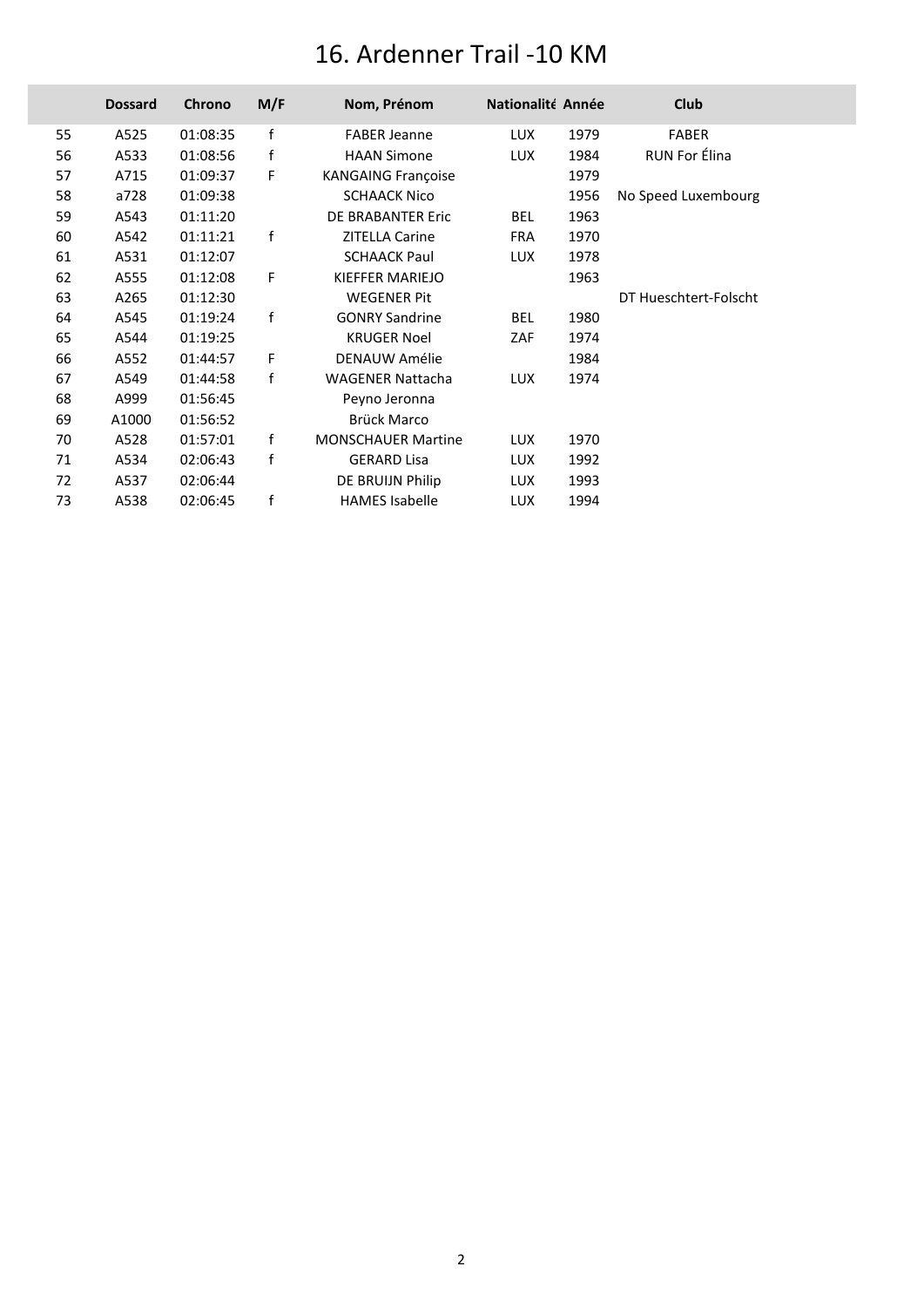# 16. Ardenner Trail -10 KM

| | Dossard | Chrono | M/F | Nom, Prénom | Nationalité | Année | Club |
|---|---|---|---|---|---|---|---|
| 55 | A525 | 01:08:35 | f | FABER Jeanne | LUX | 1979 | FABER |
| 56 | A533 | 01:08:56 | f | HAAN Simone | LUX | 1984 | RUN For Élina |
| 57 | A715 | 01:09:37 | F | KANGAING Françoise | | 1979 | |
| 58 | a728 | 01:09:38 | | SCHAACK Nico | | 1956 | No Speed Luxembourg |
| 59 | A543 | 01:11:20 | | DE BRABANTER Eric | BEL | 1963 | |
| 60 | A542 | 01:11:21 | f | ZITELLA Carine | FRA | 1970 | |
| 61 | A531 | 01:12:07 | | SCHAACK Paul | LUX | 1978 | |
| 62 | A555 | 01:12:08 | F | KIEFFER MARIEJO | | 1963 | |
| 63 | A265 | 01:12:30 | | WEGENER Pit | | | DT Hueschtert-Folscht |
| 64 | A545 | 01:19:24 | f | GONRY Sandrine | BEL | 1980 | |
| 65 | A544 | 01:19:25 | | KRUGER Noel | ZAF | 1974 | |
| 66 | A552 | 01:44:57 | F | DENAUW Amélie | | 1984 | |
| 67 | A549 | 01:44:58 | f | WAGENER Nattacha | LUX | 1974 | |
| 68 | A999 | 01:56:45 | | Peyno Jeronna | | | |
| 69 | A1000 | 01:56:52 | | Brück Marco | | | |
| 70 | A528 | 01:57:01 | f | MONSCHAUER Martine | LUX | 1970 | |
| 71 | A534 | 02:06:43 | f | GERARD Lisa | LUX | 1992 | |
| 72 | A537 | 02:06:44 | | DE BRUIJN Philip | LUX | 1993 | |
| 73 | A538 | 02:06:45 | f | HAMES Isabelle | LUX | 1994 | |